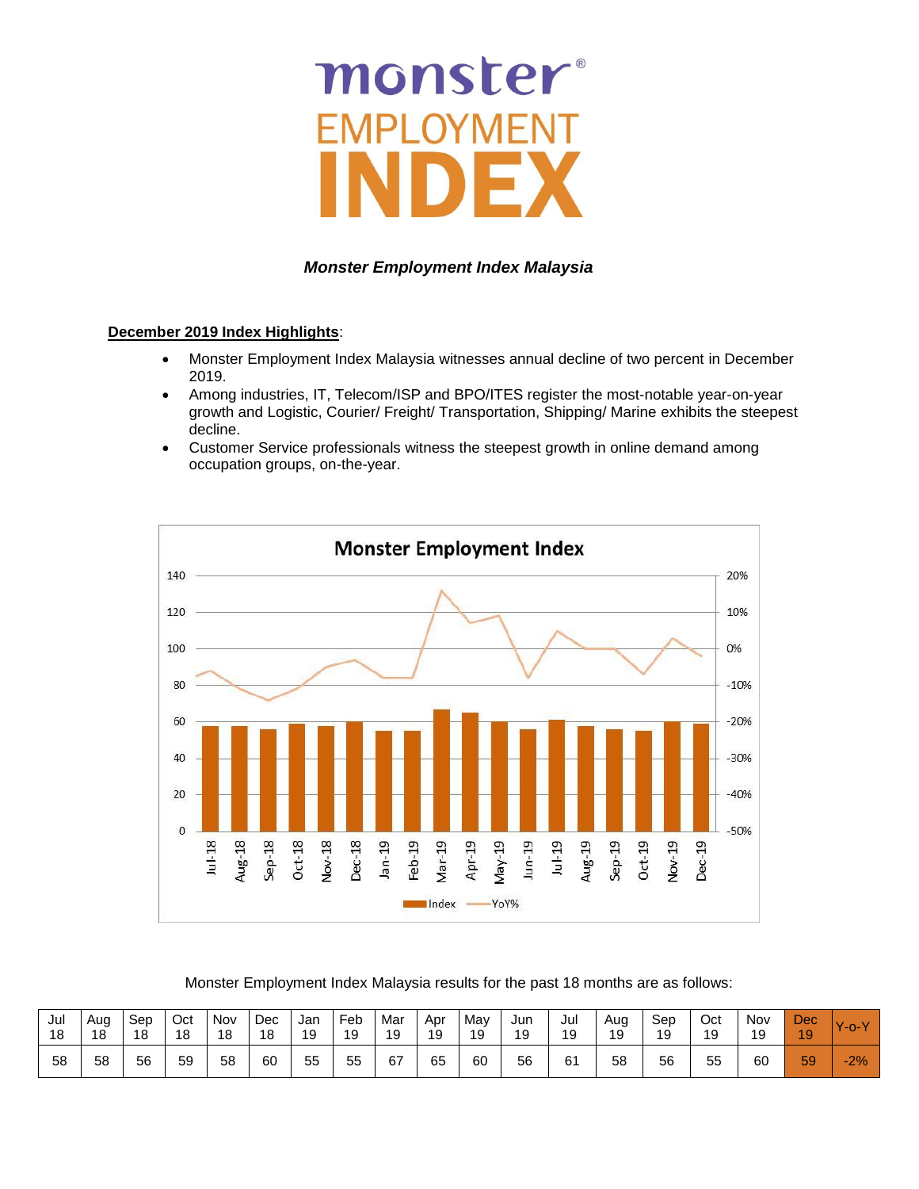# monster® EMPLOYMENT INDEX

***Monster Employment Index Malaysia***

**December 2019 Index Highlights**:

- Monster Employment Index Malaysia witnesses annual decline of two percent in December 2019.
- Among industries, IT, Telecom/ISP and BPO/ITES register the most-notable year-on-year growth and Logistic, Courier/ Freight/ Transportation, Shipping/ Marine exhibits the steepest decline.
- Customer Service professionals witness the steepest growth in online demand among occupation groups, on-the-year.

Monster Employment Index Malaysia results for the past 18 months are as follows:

| Jul 18 | Aug 18 | Sep 18 | Oct 18 | Nov 18 | Dec 18 | Jan 19 | Feb 19 | Mar 19 | Apr 19 | May 19 | Jun 19 | Jul 19 | Aug 19 | Sep 19 | Oct 19 | Nov 19 | Dec 19 | Y-o-Y |
|---|---|---|---|---|---|---|---|---|---|---|---|---|---|---|---|---|---|---|
| 58 | 58 | 56 | 59 | 58 | 60 | 55 | 55 | 67 | 65 | 60 | 56 | 61 | 58 | 56 | 55 | 60 | 59 | -2% |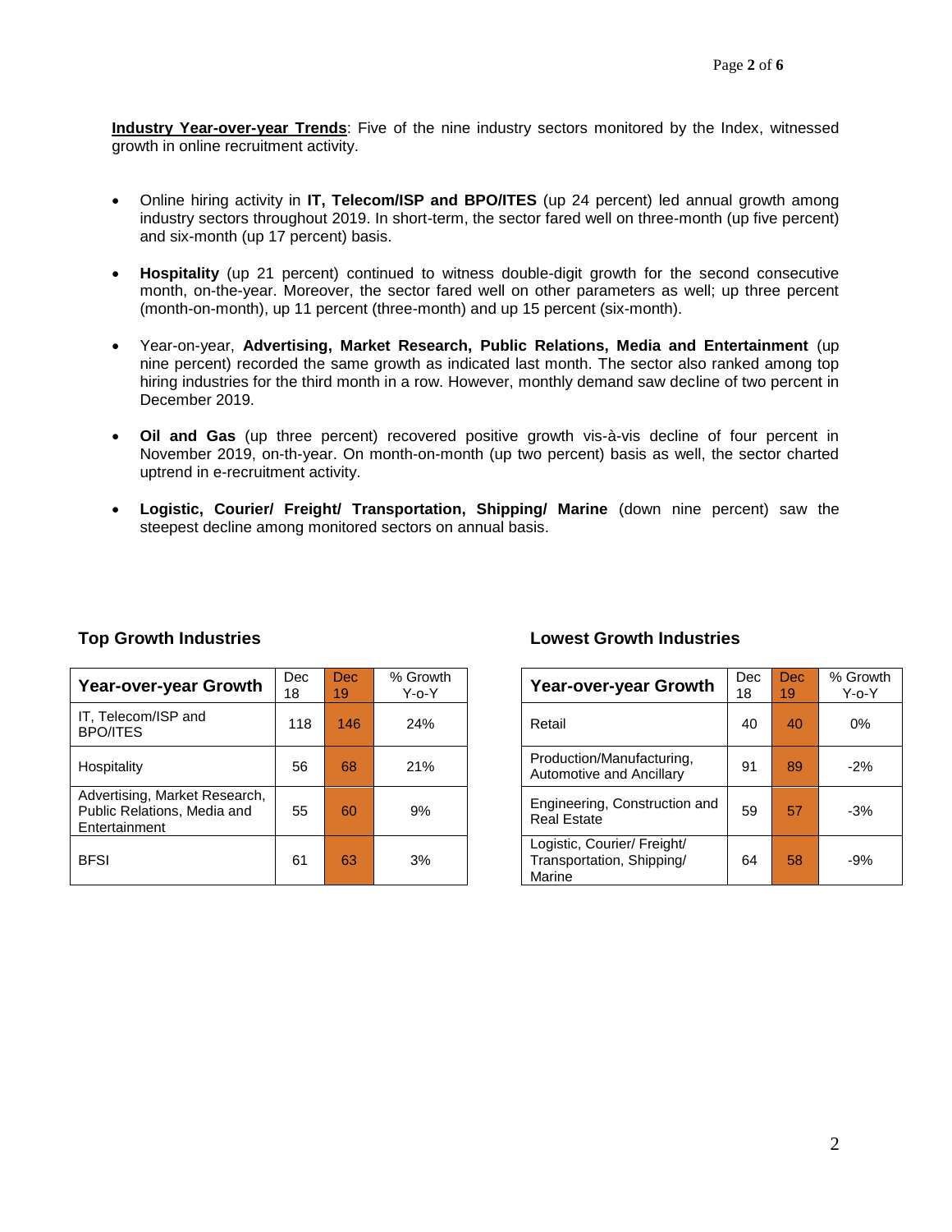**Industry Year-over-year Trends**: Five of the nine industry sectors monitored by the Index, witnessed growth in online recruitment activity.

- Online hiring activity in **IT, Telecom/ISP and BPO/ITES** (up 24 percent) led annual growth among industry sectors throughout 2019. In short-term, the sector fared well on three-month (up five percent) and six-month (up 17 percent) basis.
- **Hospitality** (up 21 percent) continued to witness double-digit growth for the second consecutive month, on-the-year. Moreover, the sector fared well on other parameters as well; up three percent (month-on-month), up 11 percent (three-month) and up 15 percent (six-month).
- Year-on-year, **Advertising, Market Research, Public Relations, Media and Entertainment** (up nine percent) recorded the same growth as indicated last month. The sector also ranked among top hiring industries for the third month in a row. However, monthly demand saw decline of two percent in December 2019.
- **Oil and Gas** (up three percent) recovered positive growth vis-à-vis decline of four percent in November 2019, on-th-year. On month-on-month (up two percent) basis as well, the sector charted uptrend in e-recruitment activity.
- **Logistic, Courier/ Freight/ Transportation, Shipping/ Marine** (down nine percent) saw the steepest decline among monitored sectors on annual basis.

### Top Growth Industries

| Year-over-year Growth | Dec 18 | Dec 19 | % Growth Y-o-Y |
|---|---|---|---|
| IT, Telecom/ISP and BPO/ITES | 118 | 146 | 24% |
| Hospitality | 56 | 68 | 21% |
| Advertising, Market Research, Public Relations, Media and Entertainment | 55 | 60 | 9% |
| BFSI | 61 | 63 | 3% |

### Lowest Growth Industries

| Year-over-year Growth | Dec 18 | Dec 19 | % Growth Y-o-Y |
|---|---|---|---|
| Retail | 40 | 40 | 0% |
| Production/Manufacturing, Automotive and Ancillary | 91 | 89 | -2% |
| Engineering, Construction and Real Estate | 59 | 57 | -3% |
| Logistic, Courier/ Freight/ Transportation, Shipping/ Marine | 64 | 58 | -9% |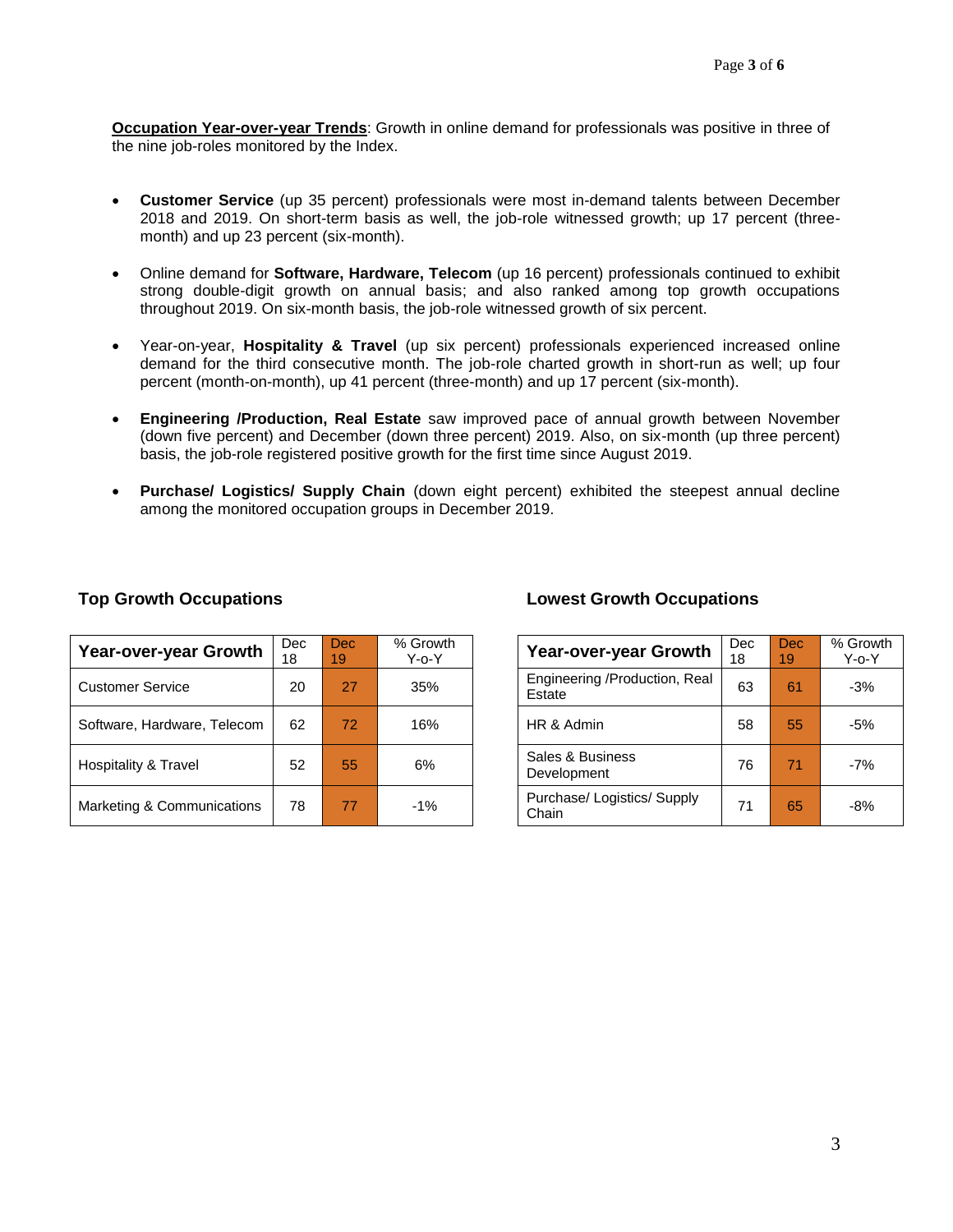**Occupation Year-over-year Trends**: Growth in online demand for professionals was positive in three of the nine job-roles monitored by the Index.

- **Customer Service** (up 35 percent) professionals were most in-demand talents between December 2018 and 2019. On short-term basis as well, the job-role witnessed growth; up 17 percent (three-month) and up 23 percent (six-month).
- Online demand for **Software, Hardware, Telecom** (up 16 percent) professionals continued to exhibit strong double-digit growth on annual basis; and also ranked among top growth occupations throughout 2019. On six-month basis, the job-role witnessed growth of six percent.
- Year-on-year, **Hospitality & Travel** (up six percent) professionals experienced increased online demand for the third consecutive month. The job-role charted growth in short-run as well; up four percent (month-on-month), up 41 percent (three-month) and up 17 percent (six-month).
- **Engineering /Production, Real Estate** saw improved pace of annual growth between November (down five percent) and December (down three percent) 2019. Also, on six-month (up three percent) basis, the job-role registered positive growth for the first time since August 2019.
- **Purchase/ Logistics/ Supply Chain** (down eight percent) exhibited the steepest annual decline among the monitored occupation groups in December 2019.

### Top Growth Occupations

| Year-over-year Growth | Dec 18 | Dec 19 | % Growth Y-o-Y |
|---|---|---|---|
| Customer Service | 20 | 27 | 35% |
| Software, Hardware, Telecom | 62 | 72 | 16% |
| Hospitality & Travel | 52 | 55 | 6% |
| Marketing & Communications | 78 | 77 | -1% |

### Lowest Growth Occupations

| Year-over-year Growth | Dec 18 | Dec 19 | % Growth Y-o-Y |
|---|---|---|---|
| Engineering /Production, Real Estate | 63 | 61 | -3% |
| HR & Admin | 58 | 55 | -5% |
| Sales & Business Development | 76 | 71 | -7% |
| Purchase/ Logistics/ Supply Chain | 71 | 65 | -8% |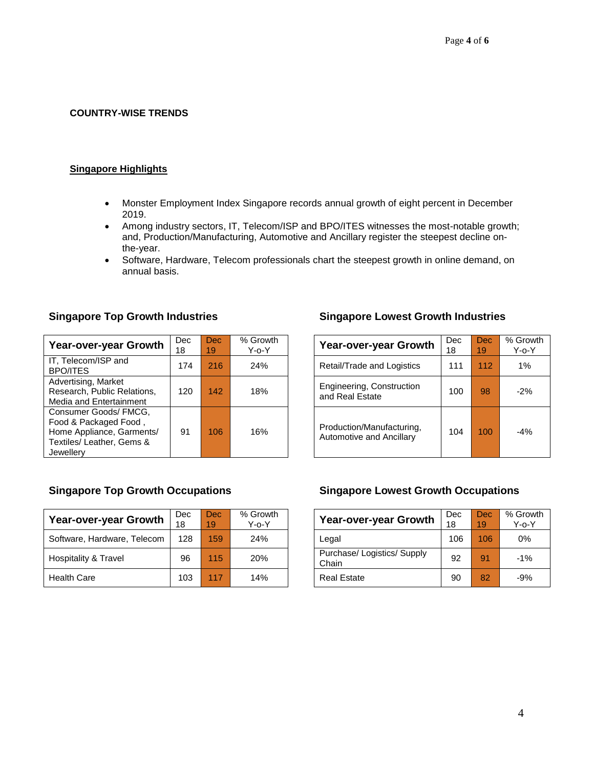**COUNTRY-WISE TRENDS**

**Singapore Highlights**

- Monster Employment Index Singapore records annual growth of eight percent in December 2019.
- Among industry sectors, IT, Telecom/ISP and BPO/ITES witnesses the most-notable growth; and, Production/Manufacturing, Automotive and Ancillary register the steepest decline on-the-year.
- Software, Hardware, Telecom professionals chart the steepest growth in online demand, on annual basis.

### Singapore Top Growth Industries

| Year-over-year Growth | Dec 18 | Dec 19 | % Growth Y-o-Y |
|---|---|---|---|
| IT, Telecom/ISP and BPO/ITES | 174 | 216 | 24% |
| Advertising, Market Research, Public Relations, Media and Entertainment | 120 | 142 | 18% |
| Consumer Goods/ FMCG, Food & Packaged Food , Home Appliance, Garments/ Textiles/ Leather, Gems & Jewellery | 91 | 106 | 16% |

### Singapore Lowest Growth Industries

| Year-over-year Growth | Dec 18 | Dec 19 | % Growth Y-o-Y |
|---|---|---|---|
| Retail/Trade and Logistics | 111 | 112 | 1% |
| Engineering, Construction and Real Estate | 100 | 98 | -2% |
| Production/Manufacturing, Automotive and Ancillary | 104 | 100 | -4% |

### Singapore Top Growth Occupations

| Year-over-year Growth | Dec 18 | Dec 19 | % Growth Y-o-Y |
|---|---|---|---|
| Software, Hardware, Telecom | 128 | 159 | 24% |
| Hospitality & Travel | 96 | 115 | 20% |
| Health Care | 103 | 117 | 14% |

### Singapore Lowest Growth Occupations

| Year-over-year Growth | Dec 18 | Dec 19 | % Growth Y-o-Y |
|---|---|---|---|
| Legal | 106 | 106 | 0% |
| Purchase/ Logistics/ Supply Chain | 92 | 91 | -1% |
| Real Estate | 90 | 82 | -9% |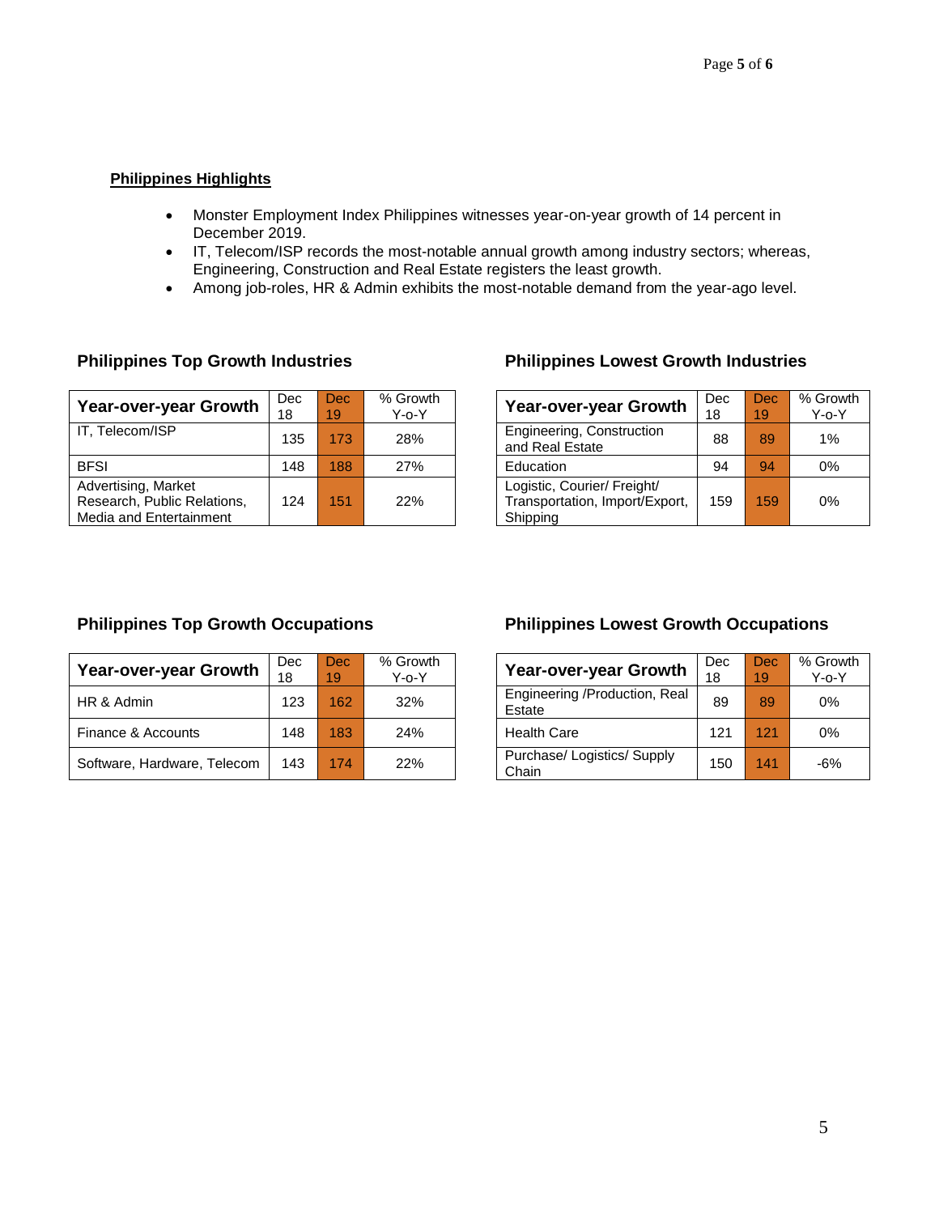## Philippines Highlights

- Monster Employment Index Philippines witnesses year-on-year growth of 14 percent in December 2019.
- IT, Telecom/ISP records the most-notable annual growth among industry sectors; whereas, Engineering, Construction and Real Estate registers the least growth.
- Among job-roles, HR & Admin exhibits the most-notable demand from the year-ago level.

### Philippines Top Growth Industries

| Year-over-year Growth | Dec 18 | Dec 19 | % Growth Y-o-Y |
|---|---|---|---|
| IT, Telecom/ISP | 135 | 173 | 28% |
| BFSI | 148 | 188 | 27% |
| Advertising, Market Research, Public Relations, Media and Entertainment | 124 | 151 | 22% |

### Philippines Lowest Growth Industries

| Year-over-year Growth | Dec 18 | Dec 19 | % Growth Y-o-Y |
|---|---|---|---|
| Engineering, Construction and Real Estate | 88 | 89 | 1% |
| Education | 94 | 94 | 0% |
| Logistic, Courier/ Freight/ Transportation, Import/Export, Shipping | 159 | 159 | 0% |

### Philippines Top Growth Occupations

| Year-over-year Growth | Dec 18 | Dec 19 | % Growth Y-o-Y |
|---|---|---|---|
| HR & Admin | 123 | 162 | 32% |
| Finance & Accounts | 148 | 183 | 24% |
| Software, Hardware, Telecom | 143 | 174 | 22% |

### Philippines Lowest Growth Occupations

| Year-over-year Growth | Dec 18 | Dec 19 | % Growth Y-o-Y |
|---|---|---|---|
| Engineering /Production, Real Estate | 89 | 89 | 0% |
| Health Care | 121 | 121 | 0% |
| Purchase/ Logistics/ Supply Chain | 150 | 141 | -6% |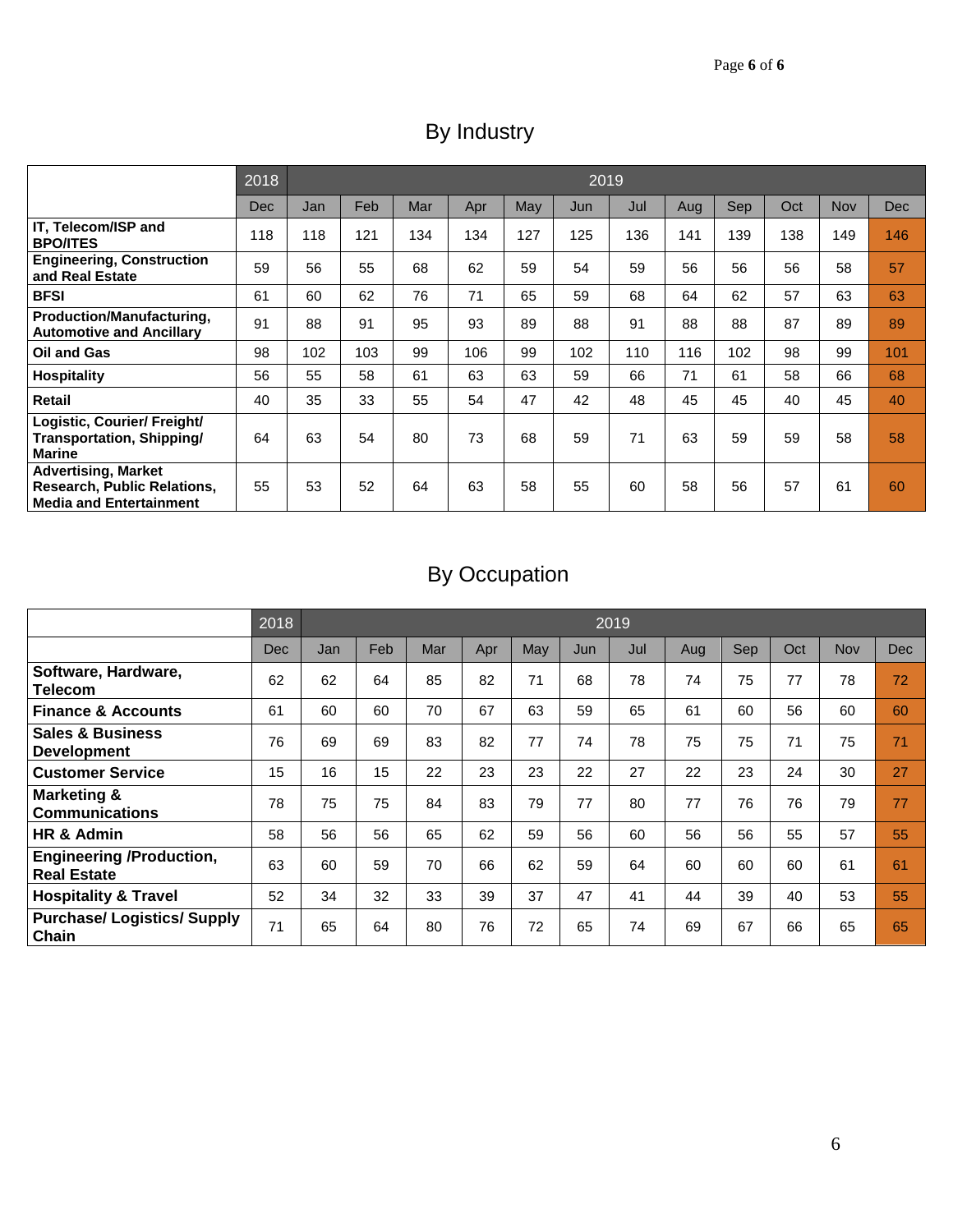## By Industry

| | 2018 | 2019 | | | | | | | | | | | |
|---|---|---|---|---|---|---|---|---|---|---|---|---|---|
| | Dec | Jan | Feb | Mar | Apr | May | Jun | Jul | Aug | Sep | Oct | Nov | Dec |
| **IT, Telecom/ISP and BPO/ITES** | 118 | 118 | 121 | 134 | 134 | 127 | 125 | 136 | 141 | 139 | 138 | 149 | 146 |
| **Engineering, Construction and Real Estate** | 59 | 56 | 55 | 68 | 62 | 59 | 54 | 59 | 56 | 56 | 56 | 58 | 57 |
| **BFSI** | 61 | 60 | 62 | 76 | 71 | 65 | 59 | 68 | 64 | 62 | 57 | 63 | 63 |
| **Production/Manufacturing, Automotive and Ancillary** | 91 | 88 | 91 | 95 | 93 | 89 | 88 | 91 | 88 | 88 | 87 | 89 | 89 |
| **Oil and Gas** | 98 | 102 | 103 | 99 | 106 | 99 | 102 | 110 | 116 | 102 | 98 | 99 | 101 |
| **Hospitality** | 56 | 55 | 58 | 61 | 63 | 63 | 59 | 66 | 71 | 61 | 58 | 66 | 68 |
| **Retail** | 40 | 35 | 33 | 55 | 54 | 47 | 42 | 48 | 45 | 45 | 40 | 45 | 40 |
| **Logistic, Courier/ Freight/ Transportation, Shipping/ Marine** | 64 | 63 | 54 | 80 | 73 | 68 | 59 | 71 | 63 | 59 | 59 | 58 | 58 |
| **Advertising, Market Research, Public Relations, Media and Entertainment** | 55 | 53 | 52 | 64 | 63 | 58 | 55 | 60 | 58 | 56 | 57 | 61 | 60 |

## By Occupation

| | 2018 | 2019 | | | | | | | | | | | |
|---|---|---|---|---|---|---|---|---|---|---|---|---|---|
| | Dec | Jan | Feb | Mar | Apr | May | Jun | Jul | Aug | Sep | Oct | Nov | Dec |
| **Software, Hardware, Telecom** | 62 | 62 | 64 | 85 | 82 | 71 | 68 | 78 | 74 | 75 | 77 | 78 | 72 |
| **Finance & Accounts** | 61 | 60 | 60 | 70 | 67 | 63 | 59 | 65 | 61 | 60 | 56 | 60 | 60 |
| **Sales & Business Development** | 76 | 69 | 69 | 83 | 82 | 77 | 74 | 78 | 75 | 75 | 71 | 75 | 71 |
| **Customer Service** | 15 | 16 | 15 | 22 | 23 | 23 | 22 | 27 | 22 | 23 | 24 | 30 | 27 |
| **Marketing & Communications** | 78 | 75 | 75 | 84 | 83 | 79 | 77 | 80 | 77 | 76 | 76 | 79 | 77 |
| **HR & Admin** | 58 | 56 | 56 | 65 | 62 | 59 | 56 | 60 | 56 | 56 | 55 | 57 | 55 |
| **Engineering /Production, Real Estate** | 63 | 60 | 59 | 70 | 66 | 62 | 59 | 64 | 60 | 60 | 60 | 61 | 61 |
| **Hospitality & Travel** | 52 | 34 | 32 | 33 | 39 | 37 | 47 | 41 | 44 | 39 | 40 | 53 | 55 |
| **Purchase/ Logistics/ Supply Chain** | 71 | 65 | 64 | 80 | 76 | 72 | 65 | 74 | 69 | 67 | 66 | 65 | 65 |